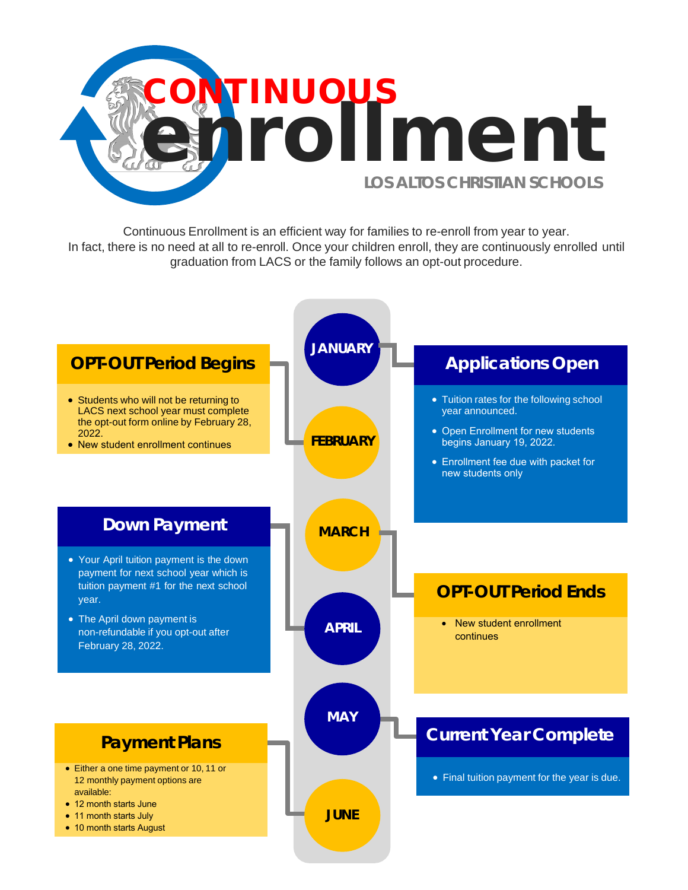# CONTINUOUS enrollment

LOS ALTOS CHRISTIAN SCHOOLS

Continuous Enrollment is an efficient way for families to re-enroll from year to year. In fact, there is no need at all to re-enroll. Once your children enroll, they are continuously enrolled until graduation from LACS or the family follows an opt-out procedure.

## JANUARY

### Applications Open

- Tuition rates for the following school year announced.
- Open Enrollment for new students begins January 19, 2022.
- Enrollment fee due with packet for new students only

### OPT-OUT Period Begins

- Students who will not be returning to LACS next school year must complete the opt-out form online by February 28, 2022.
- New student enrollment continues

## FEBRUARY

## MARCH

### Down Payment

- Your April tuition payment is the down payment for next school year which is tuition payment #1 for the next school year.
- The April down payment is non-refundable if you opt-out after February 28, 2022.

### OPT-OUT Period Ends

- New student enrollment continues

## APRIL

## MAY

### Current Year Complete

- Final tuition payment for the year is due.

## JUNE

### Payment Plans

- Either a one time payment or 10, 11 or 12 monthly payment options are available:
- 12 month starts June
- 11 month starts July
- 10 month starts August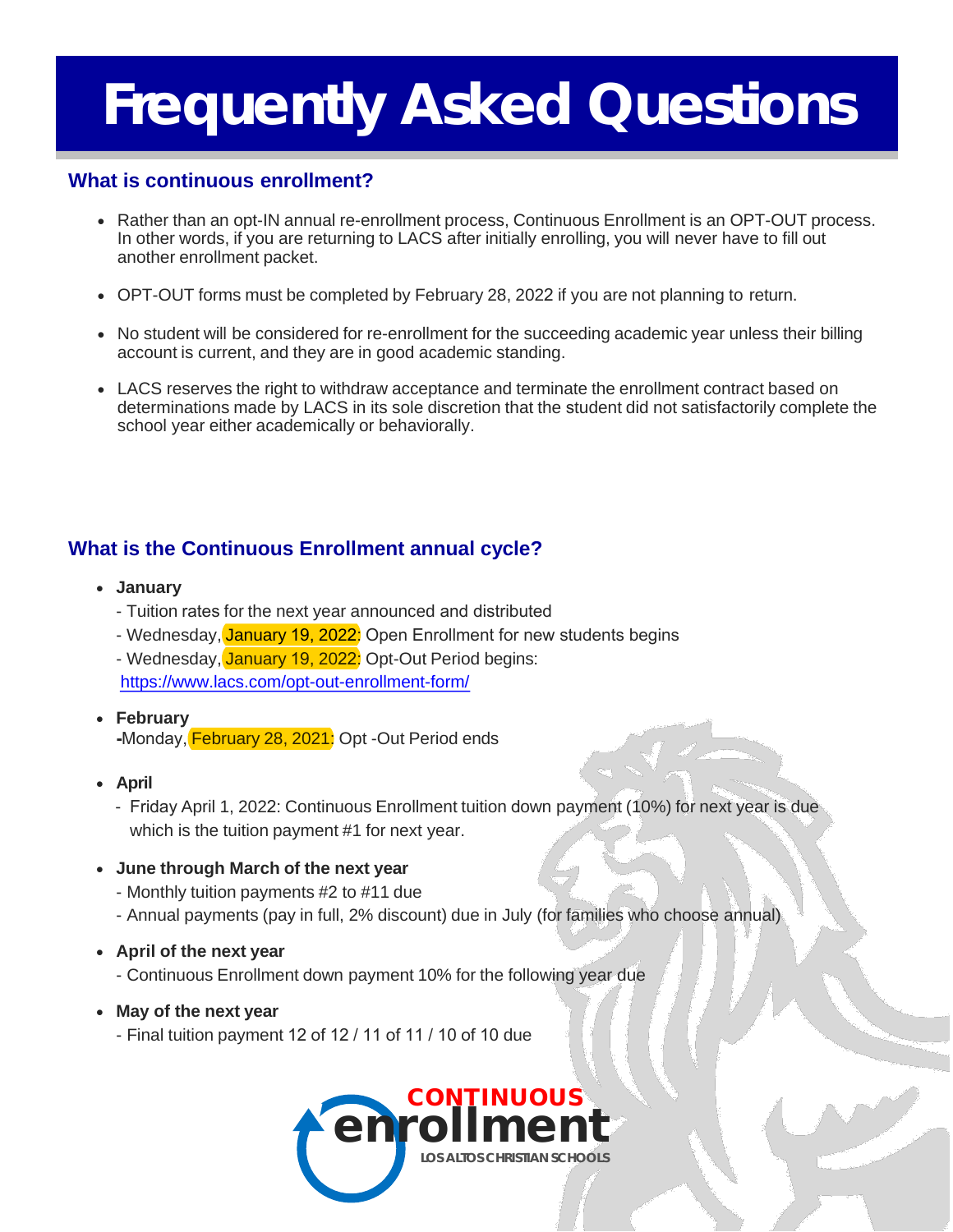# Frequently Asked Questions

## What is continuous enrollment?

- Rather than an opt-IN annual re-enrollment process, Continuous Enrollment is an OPT-OUT process. In other words, if you are returning to LACS after initially enrolling, you will never have to fill out another enrollment packet.
- OPT-OUT forms must be completed by February 28, 2022 if you are not planning to return.
- No student will be considered for re-enrollment for the succeeding academic year unless their billing account is current, and they are in good academic standing.
- LACS reserves the right to withdraw acceptance and terminate the enrollment contract based on determinations made by LACS in its sole discretion that the student did not satisfactorily complete the school year either academically or behaviorally.

## What is the Continuous Enrollment annual cycle?

- **January**
  - Tuition rates for the next year announced and distributed
  - Wednesday, January 19, 2022: Open Enrollment for new students begins
  - Wednesday, January 19, 2022: Opt-Out Period begins: https://www.lacs.com/opt-out-enrollment-form/
- **February**
  **-**Monday, February 28, 2021: Opt -Out Period ends
- **April**
  - Friday April 1, 2022: Continuous Enrollment tuition down payment (10%) for next year is due which is the tuition payment #1 for next year.
- **June through March of the next year**
  - Monthly tuition payments #2 to #11 due
  - Annual payments (pay in full, 2% discount) due in July (for families who choose annual)
- **April of the next year**
  - Continuous Enrollment down payment 10% for the following year due
- **May of the next year**
  - Final tuition payment 12 of 12 / 11 of 11 / 10 of 10 due

CONTINUOUS enrollment
LOS ALTOS CHRISTIAN SCHOOLS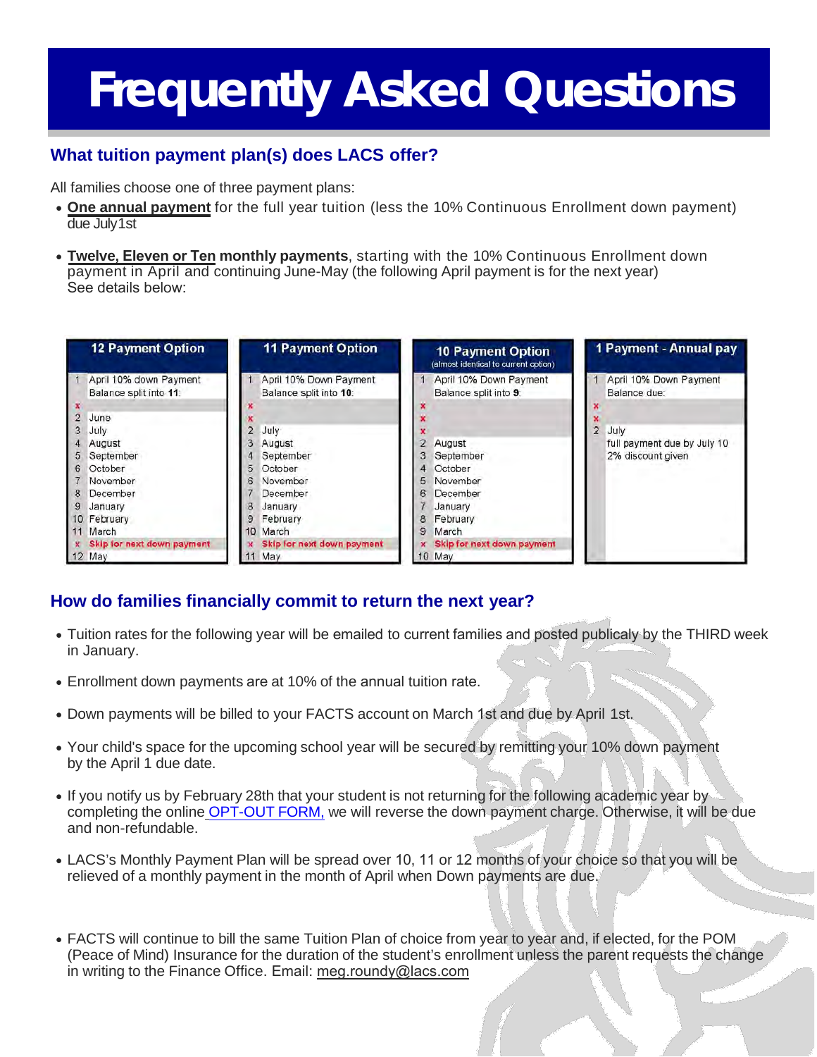# Frequently Asked Questions

## What tuition payment plan(s) does LACS offer?

All families choose one of three payment plans:

- **One annual payment** for the full year tuition (less the 10% Continuous Enrollment down payment) due July1st
- **Twelve, Eleven or Ten monthly payments**, starting with the 10% Continuous Enrollment down payment in April and continuing June-May (the following April payment is for the next year) See details below:

| 12 Payment Option | 11 Payment Option | 10 Payment Option (almost identical to current option) | 1 Payment - Annual pay |
|---|---|---|---|
| 1 April 10% down Payment Balance split into **11**: | 1 April 10% Down Payment Balance split into **10**: | 1 April 10% Down Payment Balance split into **9**: | 1 April 10% Down Payment Balance due: |
| x | x | x | x |
| 2 June | x | x | x |
| 3 July | 2 July | x | 2 July |
| 4 August | 3 August | 2 August | full payment due by July 10 |
| 5 September | 4 September | 3 September | 2% discount given |
| 6 October | 5 October | 4 October | |
| 7 November | 6 November | 5 November | |
| 8 December | 7 December | 6 December | |
| 9 January | 8 January | 7 January | |
| 10 February | 9 February | 8 February | |
| 11 March | 10 March | 9 March | |
| x Skip for next down payment | x Skip for next down payment | x Skip for next down payment | |
| 12 May | 11 May | 10 May | |

## How do families financially commit to return the next year?

- Tuition rates for the following year will be emailed to current families and posted publicaly by the THIRD week in January.
- Enrollment down payments are at 10% of the annual tuition rate.
- Down payments will be billed to your FACTS account on March 1st and due by April 1st.
- Your child's space for the upcoming school year will be secured by remitting your 10% down payment by the April 1 due date.
- If you notify us by February 28th that your student is not returning for the following academic year by completing the online OPT-OUT FORM, we will reverse the down payment charge. Otherwise, it will be due and non-refundable.
- LACS's Monthly Payment Plan will be spread over 10, 11 or 12 months of your choice so that you will be relieved of a monthly payment in the month of April when Down payments are due.
- FACTS will continue to bill the same Tuition Plan of choice from year to year and, if elected, for the POM (Peace of Mind) Insurance for the duration of the student's enrollment unless the parent requests the change in writing to the Finance Office. Email: meg.roundy@lacs.com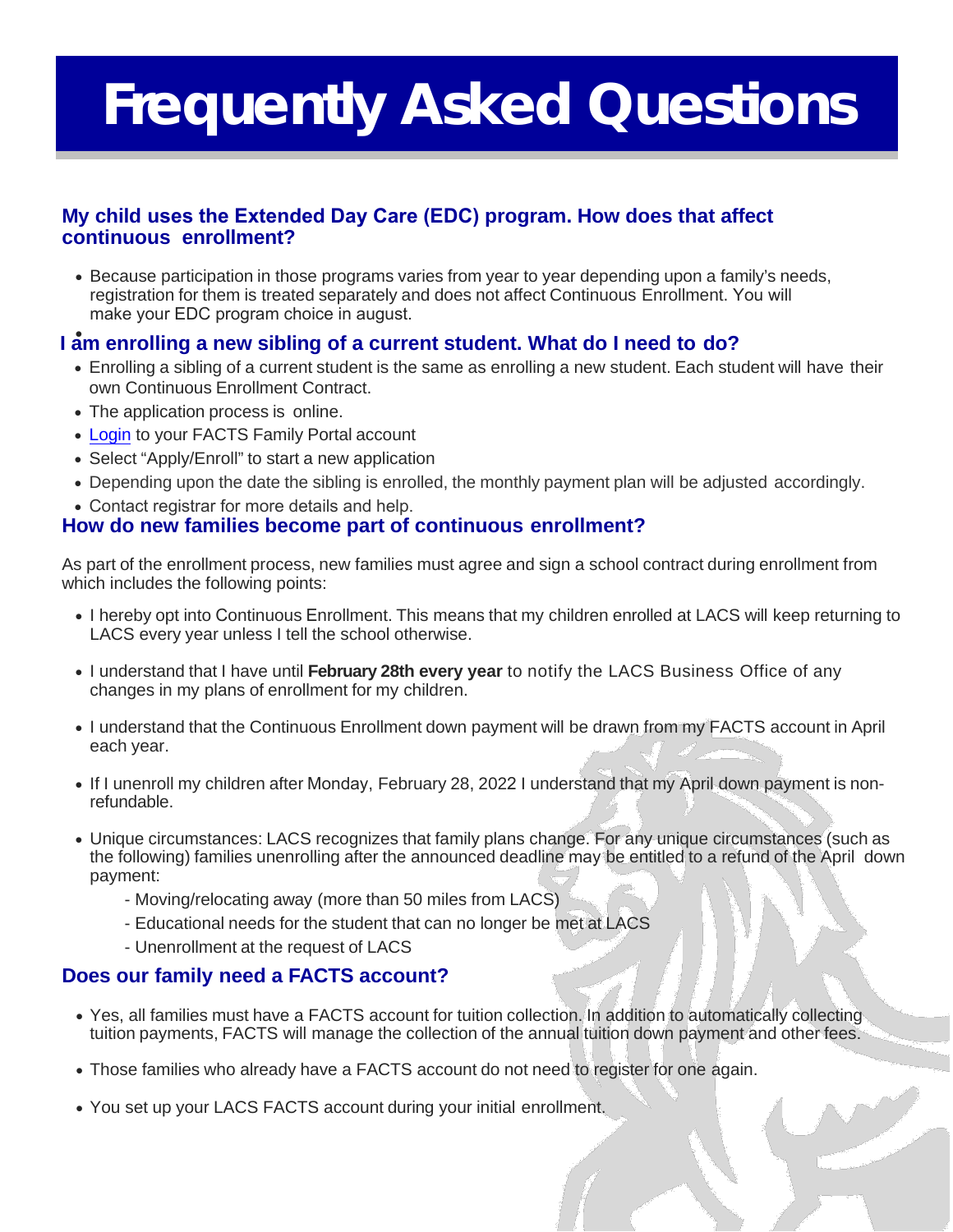# Frequently Asked Questions

## My child uses the Extended Day Care (EDC) program. How does that affect continuous enrollment?

- Because participation in those programs varies from year to year depending upon a family's needs, registration for them is treated separately and does not affect Continuous Enrollment. You will make your EDC program choice in august.

## I am enrolling a new sibling of a current student. What do I need to do?

- Enrolling a sibling of a current student is the same as enrolling a new student. Each student will have their own Continuous Enrollment Contract.
- The application process is online.
- Login to your FACTS Family Portal account
- Select "Apply/Enroll" to start a new application
- Depending upon the date the sibling is enrolled, the monthly payment plan will be adjusted accordingly.
- Contact registrar for more details and help.

## How do new families become part of continuous enrollment?

As part of the enrollment process, new families must agree and sign a school contract during enrollment from which includes the following points:

- I hereby opt into Continuous Enrollment. This means that my children enrolled at LACS will keep returning to LACS every year unless I tell the school otherwise.
- I understand that I have until **February 28th every year** to notify the LACS Business Office of any changes in my plans of enrollment for my children.
- I understand that the Continuous Enrollment down payment will be drawn from my FACTS account in April each year.
- If I unenroll my children after Monday, February 28, 2022 I understand that my April down payment is non-refundable.
- Unique circumstances: LACS recognizes that family plans change. For any unique circumstances (such as the following) families unenrolling after the announced deadline may be entitled to a refund of the April down payment:
  - Moving/relocating away (more than 50 miles from LACS)
  - Educational needs for the student that can no longer be met at LACS
  - Unenrollment at the request of LACS

## Does our family need a FACTS account?

- Yes, all families must have a FACTS account for tuition collection. In addition to automatically collecting tuition payments, FACTS will manage the collection of the annual tuition down payment and other fees.
- Those families who already have a FACTS account do not need to register for one again.
- You set up your LACS FACTS account during your initial enrollment.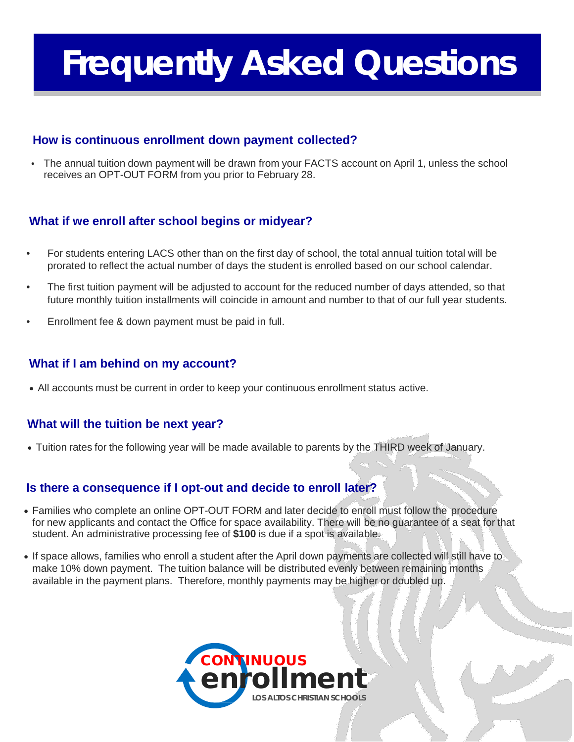# Frequently Asked Questions

### How is continuous enrollment down payment collected?

- The annual tuition down payment will be drawn from your FACTS account on April 1, unless the school receives an OPT-OUT FORM from you prior to February 28.

### What if we enroll after school begins or midyear?

- For students entering LACS other than on the first day of school, the total annual tuition total will be prorated to reflect the actual number of days the student is enrolled based on our school calendar.
- The first tuition payment will be adjusted to account for the reduced number of days attended, so that future monthly tuition installments will coincide in amount and number to that of our full year students.
- Enrollment fee & down payment must be paid in full.

### What if I am behind on my account?

- All accounts must be current in order to keep your continuous enrollment status active.

### What will the tuition be next year?

- Tuition rates for the following year will be made available to parents by the THIRD week of January.

### Is there a consequence if I opt-out and decide to enroll later?

- Families who complete an online OPT-OUT FORM and later decide to enroll must follow the procedure for new applicants and contact the Office for space availability. There will be no guarantee of a seat for that student. An administrative processing fee of **$100** is due if a spot is available.
- If space allows, families who enroll a student after the April down payments are collected will still have to make 10% down payment. The tuition balance will be distributed evenly between remaining months available in the payment plans. Therefore, monthly payments may be higher or doubled up.

CONTINUOUS enrollment
LOS ALTOS CHRISTIAN SCHOOLS